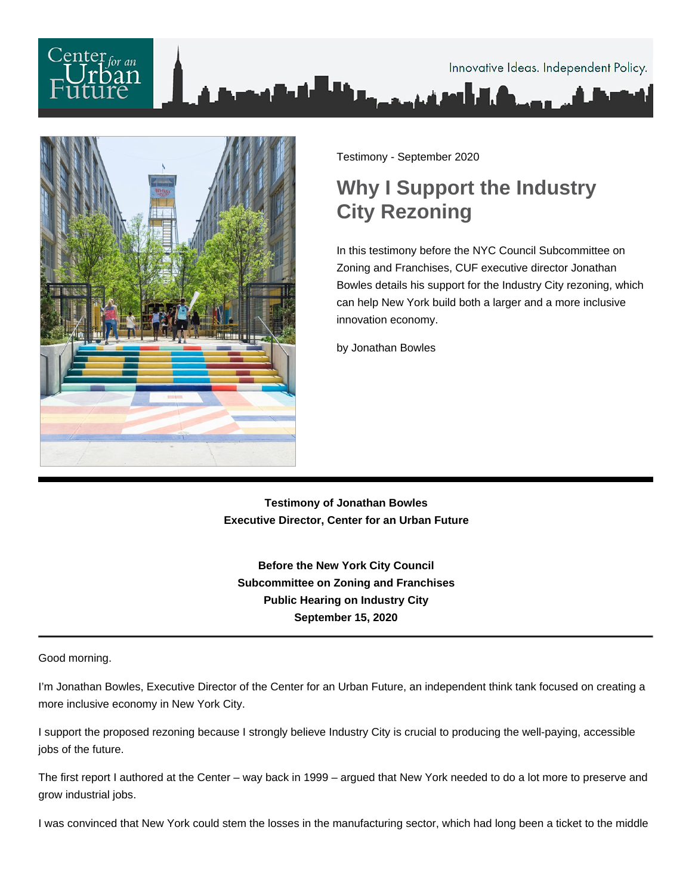Testimony - September 2020

# Why I Support the Industry City Rezoning

In this testimony before the NYC Council Subcommittee on Zoning and Franchises, CUF executive director Jonathan Bowles details his support for the Industry City rezoning, which can help New York build both a larger and a more inclusive innovation economy.

by Jonathan Bowles

---

**Testimony of Jonathan Bowles**
**Executive Director, Center for an Urban Future**

**Before the New York City Council**
**Subcommittee on Zoning and Franchises**
**Public Hearing on Industry City**
**September 15, 2020**

---

Good morning.

I'm Jonathan Bowles, Executive Director of the Center for an Urban Future, an independent think tank focused on creating a more inclusive economy in New York City.

I support the proposed rezoning because I strongly believe Industry City is crucial to producing the well-paying, accessible jobs of the future.

The first report I authored at the Center – way back in 1999 – argued that New York needed to do a lot more to preserve and grow industrial jobs.

I was convinced that New York could stem the losses in the manufacturing sector, which had long been a ticket to the middle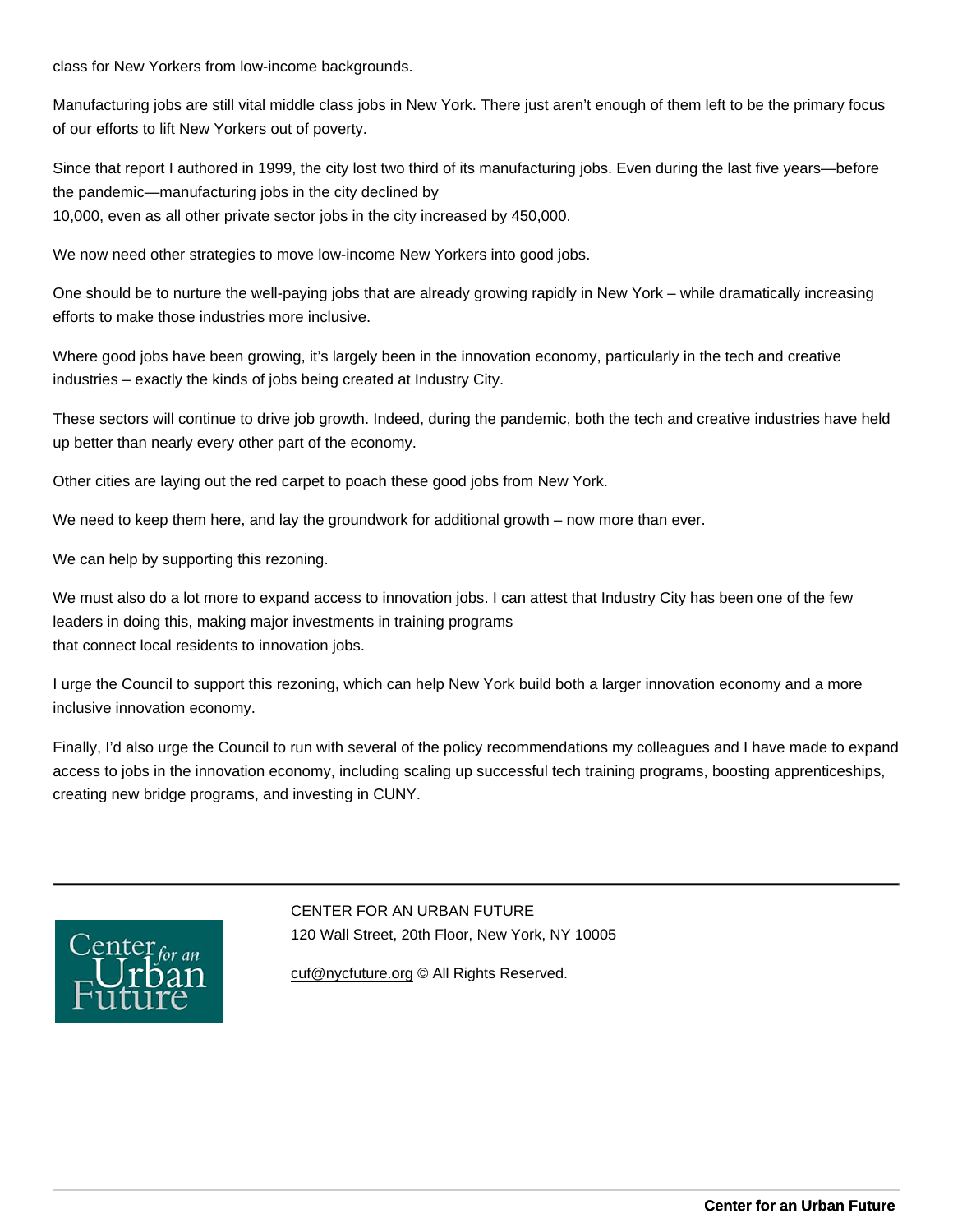class for New Yorkers from low-income backgrounds.

Manufacturing jobs are still vital middle class jobs in New York. There just aren't enough of them left to be the primary focus of our efforts to lift New Yorkers out of poverty.

Since that report I authored in 1999, the city lost two third of its manufacturing jobs. Even during the last five years—before the pandemic—manufacturing jobs in the city declined by 10,000, even as all other private sector jobs in the city increased by 450,000.

We now need other strategies to move low-income New Yorkers into good jobs.

One should be to nurture the well-paying jobs that are already growing rapidly in New York – while dramatically increasing efforts to make those industries more inclusive.

Where good jobs have been growing, it's largely been in the innovation economy, particularly in the tech and creative industries – exactly the kinds of jobs being created at Industry City.

These sectors will continue to drive job growth. Indeed, during the pandemic, both the tech and creative industries have held up better than nearly every other part of the economy.

Other cities are laying out the red carpet to poach these good jobs from New York.

We need to keep them here, and lay the groundwork for additional growth – now more than ever.

We can help by supporting this rezoning.

We must also do a lot more to expand access to innovation jobs. I can attest that Industry City has been one of the few leaders in doing this, making major investments in training programs that connect local residents to innovation jobs.

I urge the Council to support this rezoning, which can help New York build both a larger innovation economy and a more inclusive innovation economy.

Finally, I'd also urge the Council to run with several of the policy recommendations my colleagues and I have made to expand access to jobs in the innovation economy, including scaling up successful tech training programs, boosting apprenticeships, creating new bridge programs, and investing in CUNY.

---

Center for an Urban Future

CENTER FOR AN URBAN FUTURE
120 Wall Street, 20th Floor, New York, NY 10005

cuf@nycfuture.org © All Rights Reserved.